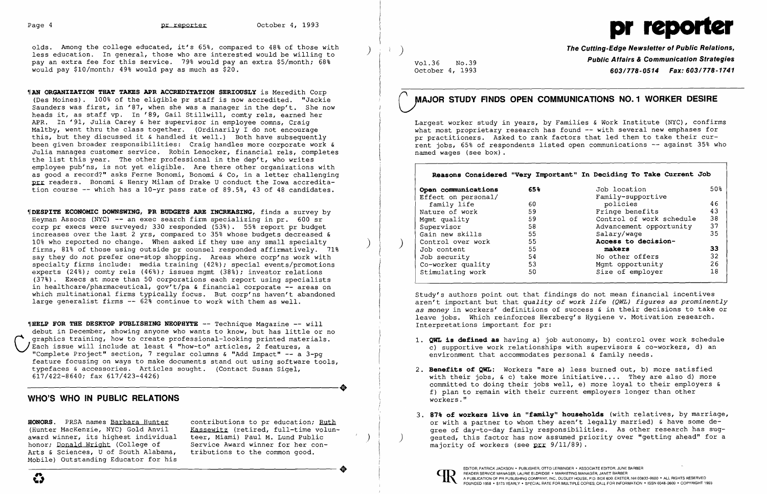olds. Among the college educated, it's 65%, compared to 48% of those with less education. In general, those who are interested would be willing to pay an extra fee for this service. 79% would pay an extra $5/month; 68% would pay $10/month; 49% would pay as much as $20.

¶**AN ORGANIZATION THAT TAKES APR ACCREDITATION SERIOUSLY** is Meredith Corp (Des Moines). 100% of the eligible pr staff is now accredited. "Jackie Saunders was first, in '87, when she was a manager in the dep't. She now heads it, as staff vp. In '89, Gail Stillwill, comty rels, earned her APR. In '91, Julia Carey & her supervisor in employee comns, Craig Maltby, went thru the class together. (Ordinarily I do not encourage this, but they discussed it & handled it well.) Both have subsequently been given broader responsibilities: Craig handles more corporate work & Julia manages customer service. Robin Lenocker, financial rels, completes the list this year. The other professional in the dep't, who writes employee pub'ns, is not yet eligible. Are there other organizations with as good a record?" asks Ferne Bonomi, Bonomi & Co, in a letter challenging prr readers. Bonomi & Henry Milam of Drake U conduct the Iowa accreditation course -- which has a 10-yr pass rate of 89.5%, 43 of 48 candidates.

¶**DESPITE ECONOMIC DOWNSWING, PR BUDGETS ARE INCREASING**, finds a survey by Heyman Assocs (NYC) -- an exec search firm specializing in pr. 600 sr corp pr execs were surveyed; 330 responded (53%). 55% report pr budget increases over the last 2 yrs, compared to 35% whose budgets decreased & 10% who reported no change. When asked if they use any small specialty firms, 81% of those using outside pr counsel responded affirmatively. 71% say they do *not* prefer one-stop shopping. Areas where corp'ns work with specialty firms include: media training (42%); special events/promotions experts (24%); comty rels (46%); issues mgmt (38%); investor relations (37%). Execs at more than 50 corporations each report using specialists in healthcare/pharmaceutical, gov't/pa & financial corporate -- areas on which multinational firms typically focus. But corp'ns haven't abandoned large generalist firms -- 62% continue to work with them as well.

¶**HELP FOR THE DESKTOP PUBLISHING NEOPHYTE** -- Technique Magazine -- will debut in December, showing anyone who wants to know, but has little or no graphics training, how to create professional-looking printed materials. Each issue will include at least 4 "how-to" articles, 2 features, a "Complete Project" section, 7 regular columns & "Add Impact" -- a 3-pg feature focusing on ways to make documents stand out using software tools, typefaces & accessories. Articles sought. (Contact Susan Sigel, 617/422-8640; fax 617/423-4426)

## WHO'S WHO IN PUBLIC RELATIONS

**HONORS.** PRSA names Barbara Hunter (Hunter MacKenzie, NYC) Gold Anvil award winner, its highest individual honor; Donald Wright (College of Arts & Sciences, U of South Alabama, Mobile) Outstanding Educator for his contributions to pr education; Ruth Kassewitz (retired, full-time volunteer, Miami) Paul M. Lund Public Service Award winner for her contributions to the common good.

# pr reporter

**The Cutting-Edge Newsletter of Public Relations, Public Affairs & Communication Strategies**
**603/778-0514 Fax: 603/778-1741**

Vol.36 No.39
October 4, 1993

## MAJOR STUDY FINDS OPEN COMMUNICATIONS NO. 1 WORKER DESIRE

Largest worker study in years, by Families & Work Institute (NYC), confirms what most proprietary research has found -- with several new emphases for pr practitioners. Asked to rank factors that led them to take their current jobs, 65% of respondents listed open communications -- against 35% who named wages (see box).

**Reasons Considered "Very Important" In Deciding To Take Current Job**

| | | | |
|---|---|---|---|
| **Open communications** | **65%** | Job location | 50% |
| Effect on personal/ family life | 60 | Family-supportive policies | 46 |
| Nature of work | 59 | Fringe benefits | 43 |
| Mgmt quality | 59 | Control of work schedule | 38 |
| Supervisor | 58 | Advancement opportunity | 37 |
| Gain new skills | 55 | Salary/wage | 35 |
| Control over work | 55 | **Access to decision-makers** | **33** |
| Job content | 55 | No other offers | 32 |
| Job security | 54 | Mgmt opportunity | 26 |
| Co-worker quality | 53 | Size of employer | 18 |
| Stimulating work | 50 | | |

Study's authors point out that findings do not mean financial incentives aren't important but that *quality of work life (QWL) figures as prominently as money* in workers' definitions of success & in their decisions to take or leave jobs. Which reinforces Herzberg's Hygiene v. Motivation research. Interpretations important for pr:

1. **QWL is defined as** having a) job autonomy, b) control over work schedule c) supportive work relationships with supervisors & co-workers, d) an environment that accommodates personal & family needs.

2. **Benefits of QWL:** Workers "are a) less burned out, b) more satisfied with their jobs, & c) take more initiative.... They are also d) more committed to doing their jobs well, e) more loyal to their employers & f) plan to remain with their current employers longer than other workers."

3. **87% of workers live in "family" households** (with relatives, by marriage, or with a partner to whom they aren't legally married) & have some degree of day-to-day family responsibilities. As other research has suggested, this factor has now assumed priority over "getting ahead" for a majority of workers (see prr 9/11/89).

EDITOR, PATRICK JACKSON • PUBLISHER, OTTO LERBINGER • ASSOCIATE EDITOR, JUNE BARBER
READER SERVICE MANAGER, LAURIE ELDRIDGE • MARKETING MANAGER, JANET BARBER
A PUBLICATION OF PR PUBLISHING COMPANY, INC. DUDLEY HOUSE, P.O. BOX 600, EXETER, NH 03833-0600 • ALL RIGHTS RESERVED
FOUNDED 1958 • $175 YEARLY • SPECIAL RATE FOR MULTIPLE COPIES; CALL FOR INFORMATION • ISSN 0048-2609 • COPYRIGHT 1993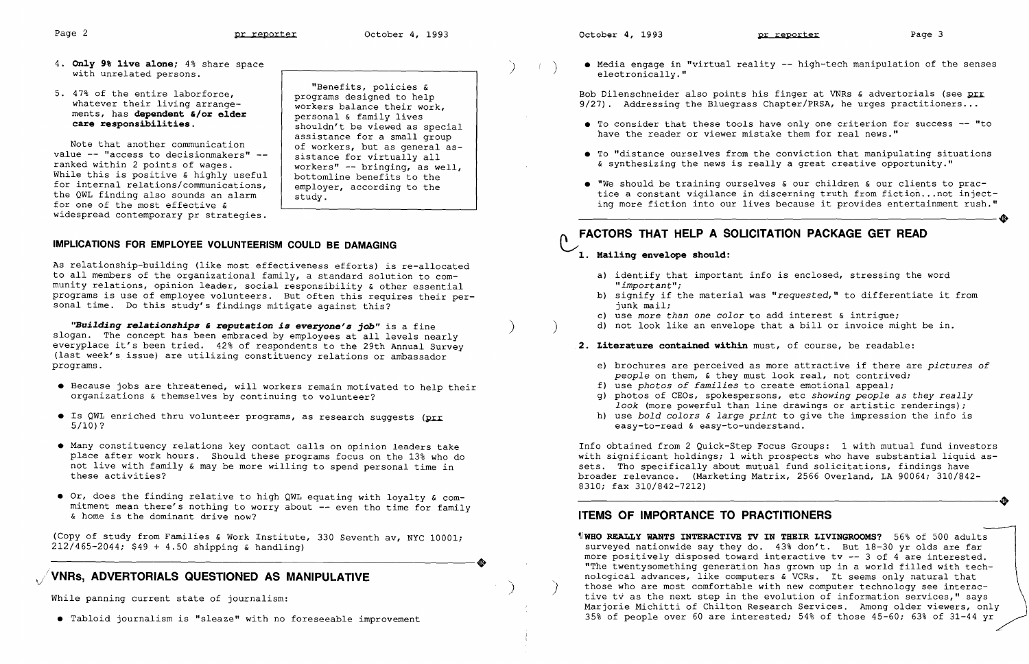4. **Only 9% live alone;** 4% share space with unrelated persons.

5. 47% of the entire laborforce, whatever their living arrangements, has **dependent &/or elder care responsibilities.**

> "Benefits, policies & programs designed to help workers balance their work, personal & family lives shouldn't be viewed as special assistance for a small group of workers, but as general assistance for virtually all workers" -- bringing, as well, bottomline benefits to the employer, according to the study.

Note that another communication value -- "access to decisionmakers" -- ranked within 2 points of wages. While this is positive & highly useful for internal relations/communications, the QWL finding also sounds an alarm for one of the most effective & widespread contemporary pr strategies.

## IMPLICATIONS FOR EMPLOYEE VOLUNTEERISM COULD BE DAMAGING

As relationship-building (like most effectiveness efforts) is re-allocated to all members of the organizational family, a standard solution to community relations, opinion leader, social responsibility & other essential programs is use of employee volunteers. But often this requires their personal time. Do this study's findings mitigate against this?

***"Building relationships & reputation is everyone's job"*** is a fine slogan. The concept has been embraced by employees at all levels nearly everyplace it's been tried. 42% of respondents to the 29th Annual Survey (last week's issue) are utilizing constituency relations or ambassador programs.

- Because jobs are threatened, will workers remain motivated to help their organizations & themselves by continuing to volunteer?
- Is QWL enriched thru volunteer programs, as research suggests (prr 5/10)?
- Many constituency relations key contact calls on opinion leaders take place after work hours. Should these programs focus on the 13% who do not live with family & may be more willing to spend personal time in these activities?
- Or, does the finding relative to high QWL equating with loyalty & commitment mean there's nothing to worry about -- even tho time for family & home is the dominant drive now?

(Copy of study from Families & Work Institute, 330 Seventh av, NYC 10001; 212/465-2044; $49 + 4.50 shipping & handling)

## VNRs, ADVERTORIALS QUESTIONED AS MANIPULATIVE

While panning current state of journalism:

- Tabloid journalism is "sleaze" with no foreseeable improvement
- Media engage in "virtual reality -- high-tech manipulation of the senses electronically."

Bob Dilenschneider also points his finger at VNRs & advertorials (see prr 9/27). Addressing the Bluegrass Chapter/PRSA, he urges practitioners...

- To consider that these tools have only one criterion for success -- "to have the reader or viewer mistake them for real news."
- To "distance ourselves from the conviction that manipulating situations & synthesizing the news is really a great creative opportunity."
- "We should be training ourselves & our children & our clients to practice a constant vigilance in discerning truth from fiction...not injecting more fiction into our lives because it provides entertainment rush."

## FACTORS THAT HELP A SOLICITATION PACKAGE GET READ

**1. Mailing envelope should:**

a) identify that important info is enclosed, stressing the word *"important"*;
b) signify if the material was *"requested,"* to differentiate it from junk mail;
c) use *more than one color* to add interest & intrigue;
d) not look like an envelope that a bill or invoice might be in.

**2. Literature contained within** must, of course, be readable:

e) brochures are perceived as more attractive if there are *pictures of people* on them, & they must look real, not contrived;
f) use *photos of families* to create emotional appeal;
g) photos of CEOs, spokespersons, etc *showing people as they really look* (more powerful than line drawings or artistic renderings);
h) use *bold colors & large print* to give the impression the info is easy-to-read & easy-to-understand.

Info obtained from 2 Quick-Step Focus Groups: 1 with mutual fund investors with significant holdings; 1 with prospects who have substantial liquid assets. Tho specifically about mutual fund solicitations, findings have broader relevance. (Marketing Matrix, 2566 Overland, LA 90064; 310/842-8310; fax 310/842-7212)

## ITEMS OF IMPORTANCE TO PRACTITIONERS

¶**WHO REALLY WANTS INTERACTIVE TV IN THEIR LIVINGROOMS?** 56% of 500 adults surveyed nationwide say they do. 43% don't. But 18-30 yr olds are far more positively disposed toward interactive tv -- 3 of 4 are interested. "The twentysomething generation has grown up in a world filled with technological advances, like computers & VCRs. It seems only natural that those who are most comfortable with new computer technology see interactive tv as the next step in the evolution of information services," says Marjorie Michitti of Chilton Research Services. Among older viewers, only 35% of people over 60 are interested; 54% of those 45-60; 63% of 31-44 yr